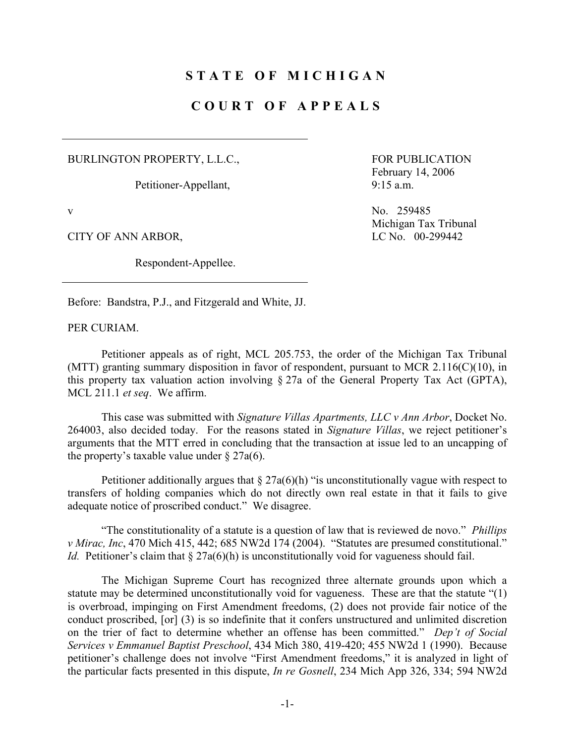# STATE OF MICHIGAN

# COURT OF APPEALS

---

BURLINGTON PROPERTY, L.L.C.,

Petitioner-Appellant,

v

CITY OF ANN ARBOR,

Respondent-Appellee.

---

FOR PUBLICATION
February 14, 2006
9:15 a.m.

No. 259485
Michigan Tax Tribunal
LC No. 00-299442

Before: Bandstra, P.J., and Fitzgerald and White, JJ.

PER CURIAM.

Petitioner appeals as of right, MCL 205.753, the order of the Michigan Tax Tribunal (MTT) granting summary disposition in favor of respondent, pursuant to MCR 2.116(C)(10), in this property tax valuation action involving § 27a of the General Property Tax Act (GPTA), MCL 211.1 *et seq*. We affirm.

This case was submitted with *Signature Villas Apartments, LLC v Ann Arbor*, Docket No. 264003, also decided today. For the reasons stated in *Signature Villas*, we reject petitioner's arguments that the MTT erred in concluding that the transaction at issue led to an uncapping of the property's taxable value under § 27a(6).

Petitioner additionally argues that § 27a(6)(h) "is unconstitutionally vague with respect to transfers of holding companies which do not directly own real estate in that it fails to give adequate notice of proscribed conduct." We disagree.

"The constitutionality of a statute is a question of law that is reviewed de novo." *Phillips v Mirac, Inc*, 470 Mich 415, 442; 685 NW2d 174 (2004). "Statutes are presumed constitutional." *Id.* Petitioner's claim that § 27a(6)(h) is unconstitutionally void for vagueness should fail.

The Michigan Supreme Court has recognized three alternate grounds upon which a statute may be determined unconstitutionally void for vagueness. These are that the statute "(1) is overbroad, impinging on First Amendment freedoms, (2) does not provide fair notice of the conduct proscribed, [or] (3) is so indefinite that it confers unstructured and unlimited discretion on the trier of fact to determine whether an offense has been committed." *Dep't of Social Services v Emmanuel Baptist Preschool*, 434 Mich 380, 419-420; 455 NW2d 1 (1990). Because petitioner's challenge does not involve "First Amendment freedoms," it is analyzed in light of the particular facts presented in this dispute, *In re Gosnell*, 234 Mich App 326, 334; 594 NW2d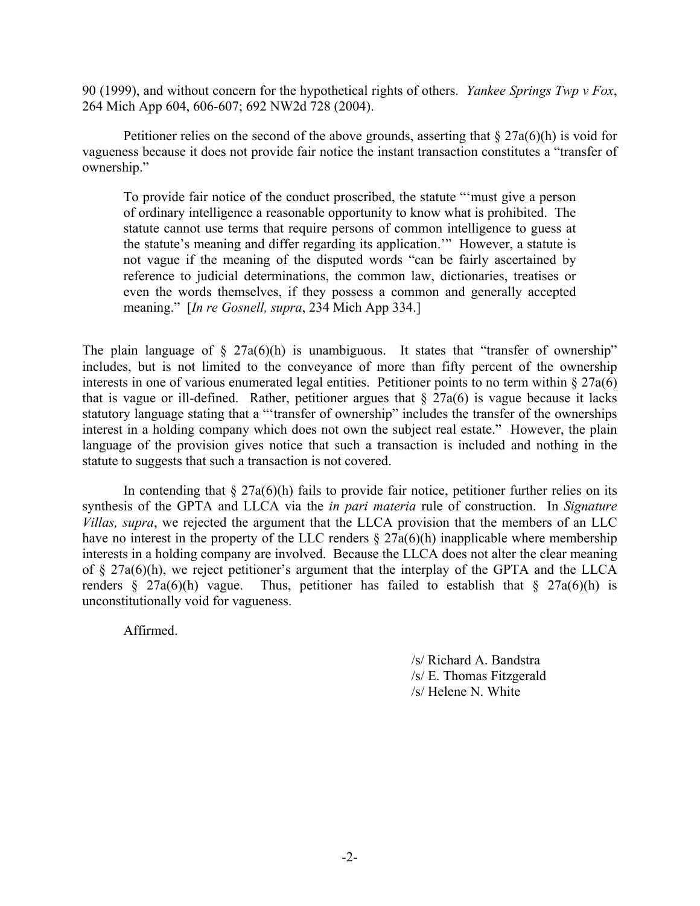90 (1999), and without concern for the hypothetical rights of others. *Yankee Springs Twp v Fox*, 264 Mich App 604, 606-607; 692 NW2d 728 (2004).

Petitioner relies on the second of the above grounds, asserting that § 27a(6)(h) is void for vagueness because it does not provide fair notice the instant transaction constitutes a "transfer of ownership."

> To provide fair notice of the conduct proscribed, the statute "'must give a person of ordinary intelligence a reasonable opportunity to know what is prohibited. The statute cannot use terms that require persons of common intelligence to guess at the statute's meaning and differ regarding its application.'" However, a statute is not vague if the meaning of the disputed words "can be fairly ascertained by reference to judicial determinations, the common law, dictionaries, treatises or even the words themselves, if they possess a common and generally accepted meaning." [*In re Gosnell, supra*, 234 Mich App 334.]

The plain language of § 27a(6)(h) is unambiguous. It states that "transfer of ownership" includes, but is not limited to the conveyance of more than fifty percent of the ownership interests in one of various enumerated legal entities. Petitioner points to no term within § 27a(6) that is vague or ill-defined. Rather, petitioner argues that § 27a(6) is vague because it lacks statutory language stating that a "'transfer of ownership" includes the transfer of the ownerships interest in a holding company which does not own the subject real estate." However, the plain language of the provision gives notice that such a transaction is included and nothing in the statute to suggests that such a transaction is not covered.

In contending that § 27a(6)(h) fails to provide fair notice, petitioner further relies on its synthesis of the GPTA and LLCA via the *in pari materia* rule of construction. In *Signature Villas, supra*, we rejected the argument that the LLCA provision that the members of an LLC have no interest in the property of the LLC renders § 27a(6)(h) inapplicable where membership interests in a holding company are involved. Because the LLCA does not alter the clear meaning of § 27a(6)(h), we reject petitioner's argument that the interplay of the GPTA and the LLCA renders § 27a(6)(h) vague. Thus, petitioner has failed to establish that § 27a(6)(h) is unconstitutionally void for vagueness.

Affirmed.

/s/ Richard A. Bandstra
/s/ E. Thomas Fitzgerald
/s/ Helene N. White